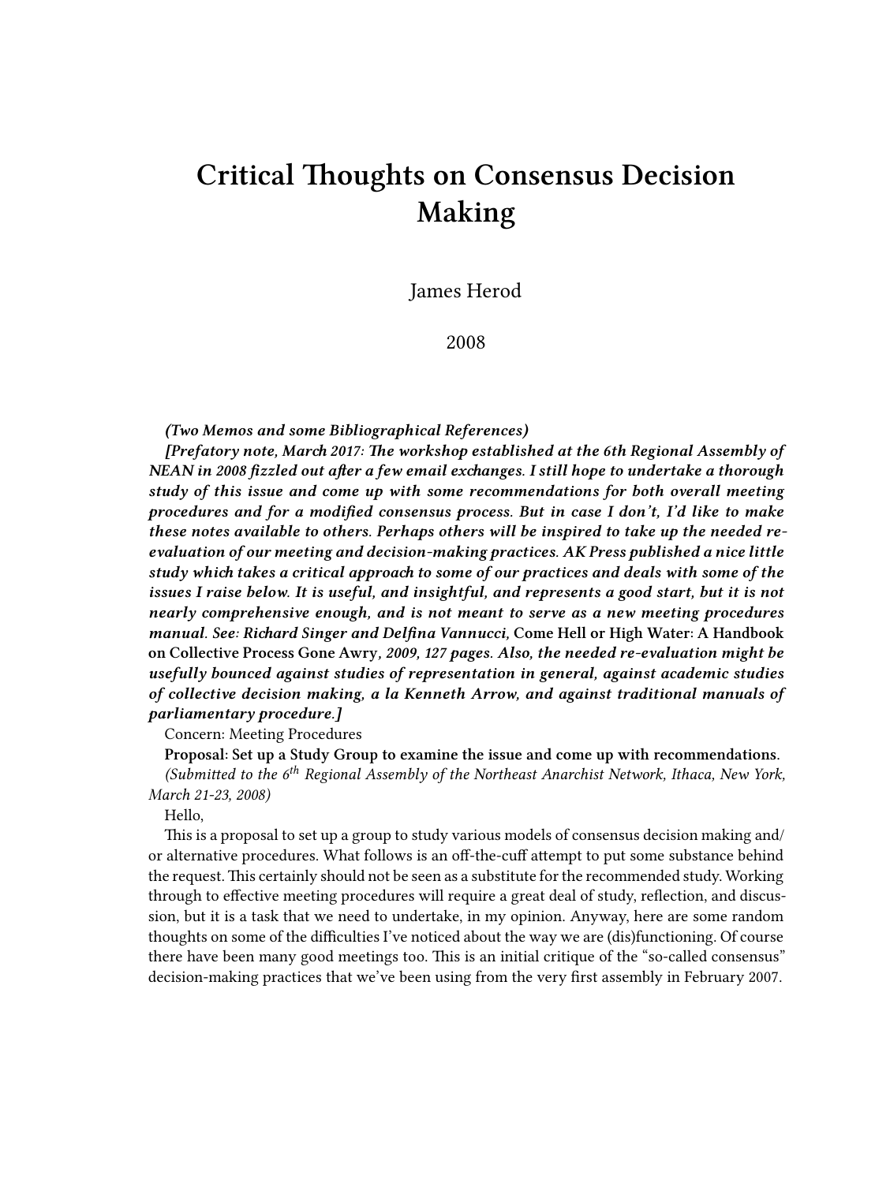# Critical Thoughts on Consensus Decision Making

James Herod

2008

***(Two Memos and some Bibliographical References)***

***[Prefatory note, March 2017: The workshop established at the 6th Regional Assembly of NEAN in 2008 fizzled out after a few email exchanges. I still hope to undertake a thorough study of this issue and come up with some recommendations for both overall meeting procedures and for a modified consensus process. But in case I don't, I'd like to make these notes available to others. Perhaps others will be inspired to take up the needed re-evaluation of our meeting and decision-making practices. AK Press published a nice little study which takes a critical approach to some of our practices and deals with some of the issues I raise below. It is useful, and insightful, and represents a good start, but it is not nearly comprehensive enough, and is not meant to serve as a new meeting procedures manual. See: Richard Singer and Delfina Vannucci,* Come Hell or High Water: A Handbook on Collective Process Gone Awry*, 2009, 127 pages. Also, the needed re-evaluation might be usefully bounced against studies of representation in general, against academic studies of collective decision making, a la Kenneth Arrow, and against traditional manuals of parliamentary procedure.]***

Concern: Meeting Procedures

**Proposal: Set up a Study Group to examine the issue and come up with recommendations.**

*(Submitted to the 6th Regional Assembly of the Northeast Anarchist Network, Ithaca, New York, March 21-23, 2008)*

Hello,

This is a proposal to set up a group to study various models of consensus decision making and/or alternative procedures. What follows is an off-the-cuff attempt to put some substance behind the request. This certainly should not be seen as a substitute for the recommended study. Working through to effective meeting procedures will require a great deal of study, reflection, and discussion, but it is a task that we need to undertake, in my opinion. Anyway, here are some random thoughts on some of the difficulties I've noticed about the way we are (dis)functioning. Of course there have been many good meetings too. This is an initial critique of the "so-called consensus" decision-making practices that we've been using from the very first assembly in February 2007.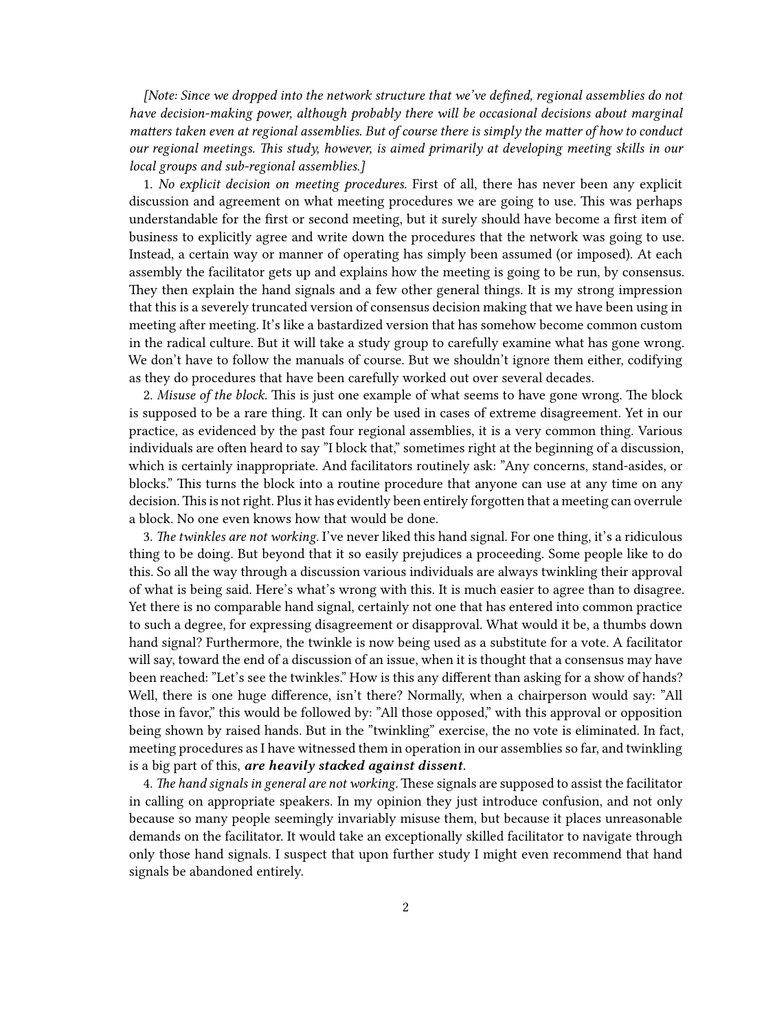*[Note: Since we dropped into the network structure that we've defined, regional assemblies do not have decision-making power, although probably there will be occasional decisions about marginal matters taken even at regional assemblies. But of course there is simply the matter of how to conduct our regional meetings. This study, however, is aimed primarily at developing meeting skills in our local groups and sub-regional assemblies.]*

1. *No explicit decision on meeting procedures.* First of all, there has never been any explicit discussion and agreement on what meeting procedures we are going to use. This was perhaps understandable for the first or second meeting, but it surely should have become a first item of business to explicitly agree and write down the procedures that the network was going to use. Instead, a certain way or manner of operating has simply been assumed (or imposed). At each assembly the facilitator gets up and explains how the meeting is going to be run, by consensus. They then explain the hand signals and a few other general things. It is my strong impression that this is a severely truncated version of consensus decision making that we have been using in meeting after meeting. It's like a bastardized version that has somehow become common custom in the radical culture. But it will take a study group to carefully examine what has gone wrong. We don't have to follow the manuals of course. But we shouldn't ignore them either, codifying as they do procedures that have been carefully worked out over several decades.

2. *Misuse of the block.* This is just one example of what seems to have gone wrong. The block is supposed to be a rare thing. It can only be used in cases of extreme disagreement. Yet in our practice, as evidenced by the past four regional assemblies, it is a very common thing. Various individuals are often heard to say "I block that," sometimes right at the beginning of a discussion, which is certainly inappropriate. And facilitators routinely ask: "Any concerns, stand-asides, or blocks." This turns the block into a routine procedure that anyone can use at any time on any decision. This is not right. Plus it has evidently been entirely forgotten that a meeting can overrule a block. No one even knows how that would be done.

3. *The twinkles are not working.* I've never liked this hand signal. For one thing, it's a ridiculous thing to be doing. But beyond that it so easily prejudices a proceeding. Some people like to do this. So all the way through a discussion various individuals are always twinkling their approval of what is being said. Here's what's wrong with this. It is much easier to agree than to disagree. Yet there is no comparable hand signal, certainly not one that has entered into common practice to such a degree, for expressing disagreement or disapproval. What would it be, a thumbs down hand signal? Furthermore, the twinkle is now being used as a substitute for a vote. A facilitator will say, toward the end of a discussion of an issue, when it is thought that a consensus may have been reached: "Let's see the twinkles." How is this any different than asking for a show of hands? Well, there is one huge difference, isn't there? Normally, when a chairperson would say: "All those in favor," this would be followed by: "All those opposed," with this approval or opposition being shown by raised hands. But in the "twinkling" exercise, the no vote is eliminated. In fact, meeting procedures as I have witnessed them in operation in our assemblies so far, and twinkling is a big part of this, ***are heavily stacked against dissent***.

4. *The hand signals in general are not working.* These signals are supposed to assist the facilitator in calling on appropriate speakers. In my opinion they just introduce confusion, and not only because so many people seemingly invariably misuse them, but because it places unreasonable demands on the facilitator. It would take an exceptionally skilled facilitator to navigate through only those hand signals. I suspect that upon further study I might even recommend that hand signals be abandoned entirely.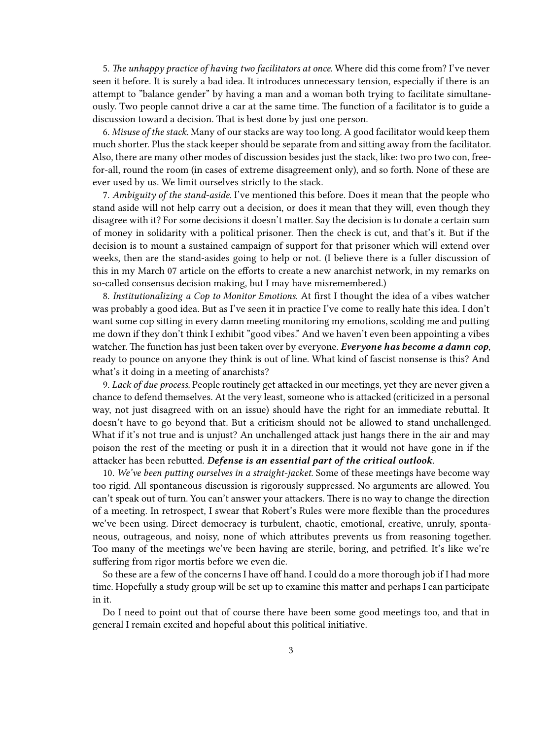5. *The unhappy practice of having two facilitators at once.* Where did this come from? I've never seen it before. It is surely a bad idea. It introduces unnecessary tension, especially if there is an attempt to "balance gender" by having a man and a woman both trying to facilitate simultaneously. Two people cannot drive a car at the same time. The function of a facilitator is to guide a discussion toward a decision. That is best done by just one person.

6. *Misuse of the stack.* Many of our stacks are way too long. A good facilitator would keep them much shorter. Plus the stack keeper should be separate from and sitting away from the facilitator. Also, there are many other modes of discussion besides just the stack, like: two pro two con, free-for-all, round the room (in cases of extreme disagreement only), and so forth. None of these are ever used by us. We limit ourselves strictly to the stack.

7. *Ambiguity of the stand-aside.* I've mentioned this before. Does it mean that the people who stand aside will not help carry out a decision, or does it mean that they will, even though they disagree with it? For some decisions it doesn't matter. Say the decision is to donate a certain sum of money in solidarity with a political prisoner. Then the check is cut, and that's it. But if the decision is to mount a sustained campaign of support for that prisoner which will extend over weeks, then are the stand-asides going to help or not. (I believe there is a fuller discussion of this in my March 07 article on the efforts to create a new anarchist network, in my remarks on so-called consensus decision making, but I may have misremembered.)

8. *Institutionalizing a Cop to Monitor Emotions.* At first I thought the idea of a vibes watcher was probably a good idea. But as I've seen it in practice I've come to really hate this idea. I don't want some cop sitting in every damn meeting monitoring my emotions, scolding me and putting me down if they don't think I exhibit "good vibes." And we haven't even been appointing a vibes watcher. The function has just been taken over by everyone. ***Everyone has become a damn cop***, ready to pounce on anyone they think is out of line. What kind of fascist nonsense is this? And what's it doing in a meeting of anarchists?

9. *Lack of due process.* People routinely get attacked in our meetings, yet they are never given a chance to defend themselves. At the very least, someone who is attacked (criticized in a personal way, not just disagreed with on an issue) should have the right for an immediate rebuttal. It doesn't have to go beyond that. But a criticism should not be allowed to stand unchallenged. What if it's not true and is unjust? An unchallenged attack just hangs there in the air and may poison the rest of the meeting or push it in a direction that it would not have gone in if the attacker has been rebutted. ***Defense is an essential part of the critical outlook.***

10. *We've been putting ourselves in a straight-jacket.* Some of these meetings have become way too rigid. All spontaneous discussion is rigorously suppressed. No arguments are allowed. You can't speak out of turn. You can't answer your attackers. There is no way to change the direction of a meeting. In retrospect, I swear that Robert's Rules were more flexible than the procedures we've been using. Direct democracy is turbulent, chaotic, emotional, creative, unruly, spontaneous, outrageous, and noisy, none of which attributes prevents us from reasoning together. Too many of the meetings we've been having are sterile, boring, and petrified. It's like we're suffering from rigor mortis before we even die.

So these are a few of the concerns I have off hand. I could do a more thorough job if I had more time. Hopefully a study group will be set up to examine this matter and perhaps I can participate in it.

Do I need to point out that of course there have been some good meetings too, and that in general I remain excited and hopeful about this political initiative.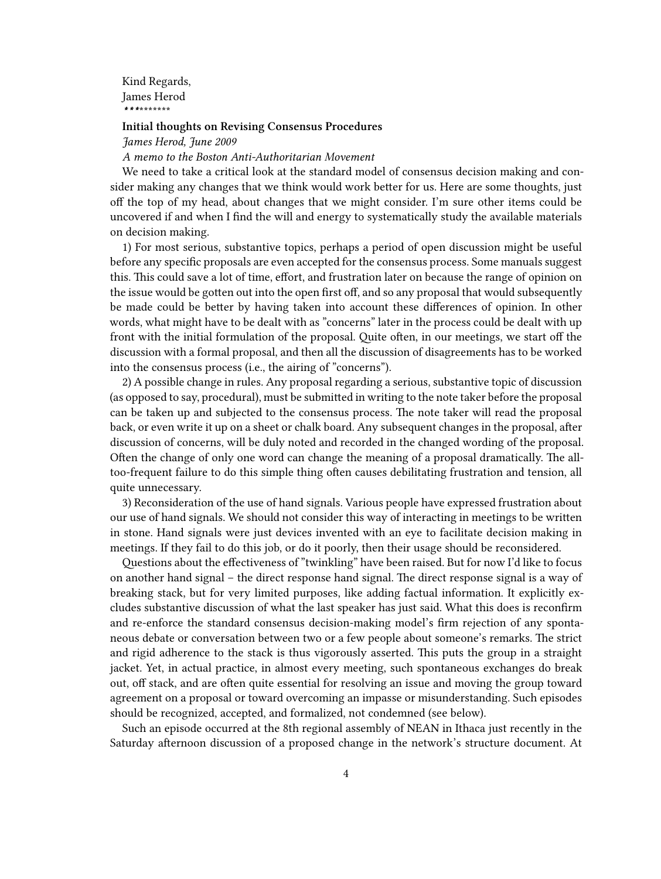Kind Regards,
James Herod
**********

**Initial thoughts on Revising Consensus Procedures**

*James Herod, June 2009*

*A memo to the Boston Anti-Authoritarian Movement*

We need to take a critical look at the standard model of consensus decision making and consider making any changes that we think would work better for us. Here are some thoughts, just off the top of my head, about changes that we might consider. I'm sure other items could be uncovered if and when I find the will and energy to systematically study the available materials on decision making.

1) For most serious, substantive topics, perhaps a period of open discussion might be useful before any specific proposals are even accepted for the consensus process. Some manuals suggest this. This could save a lot of time, effort, and frustration later on because the range of opinion on the issue would be gotten out into the open first off, and so any proposal that would subsequently be made could be better by having taken into account these differences of opinion. In other words, what might have to be dealt with as "concerns" later in the process could be dealt with up front with the initial formulation of the proposal. Quite often, in our meetings, we start off the discussion with a formal proposal, and then all the discussion of disagreements has to be worked into the consensus process (i.e., the airing of "concerns").

2) A possible change in rules. Any proposal regarding a serious, substantive topic of discussion (as opposed to say, procedural), must be submitted in writing to the note taker before the proposal can be taken up and subjected to the consensus process. The note taker will read the proposal back, or even write it up on a sheet or chalk board. Any subsequent changes in the proposal, after discussion of concerns, will be duly noted and recorded in the changed wording of the proposal. Often the change of only one word can change the meaning of a proposal dramatically. The all-too-frequent failure to do this simple thing often causes debilitating frustration and tension, all quite unnecessary.

3) Reconsideration of the use of hand signals. Various people have expressed frustration about our use of hand signals. We should not consider this way of interacting in meetings to be written in stone. Hand signals were just devices invented with an eye to facilitate decision making in meetings. If they fail to do this job, or do it poorly, then their usage should be reconsidered.

Questions about the effectiveness of "twinkling" have been raised. But for now I'd like to focus on another hand signal – the direct response hand signal. The direct response signal is a way of breaking stack, but for very limited purposes, like adding factual information. It explicitly excludes substantive discussion of what the last speaker has just said. What this does is reconfirm and re-enforce the standard consensus decision-making model's firm rejection of any spontaneous debate or conversation between two or a few people about someone's remarks. The strict and rigid adherence to the stack is thus vigorously asserted. This puts the group in a straight jacket. Yet, in actual practice, in almost every meeting, such spontaneous exchanges do break out, off stack, and are often quite essential for resolving an issue and moving the group toward agreement on a proposal or toward overcoming an impasse or misunderstanding. Such episodes should be recognized, accepted, and formalized, not condemned (see below).

Such an episode occurred at the 8th regional assembly of NEAN in Ithaca just recently in the Saturday afternoon discussion of a proposed change in the network's structure document. At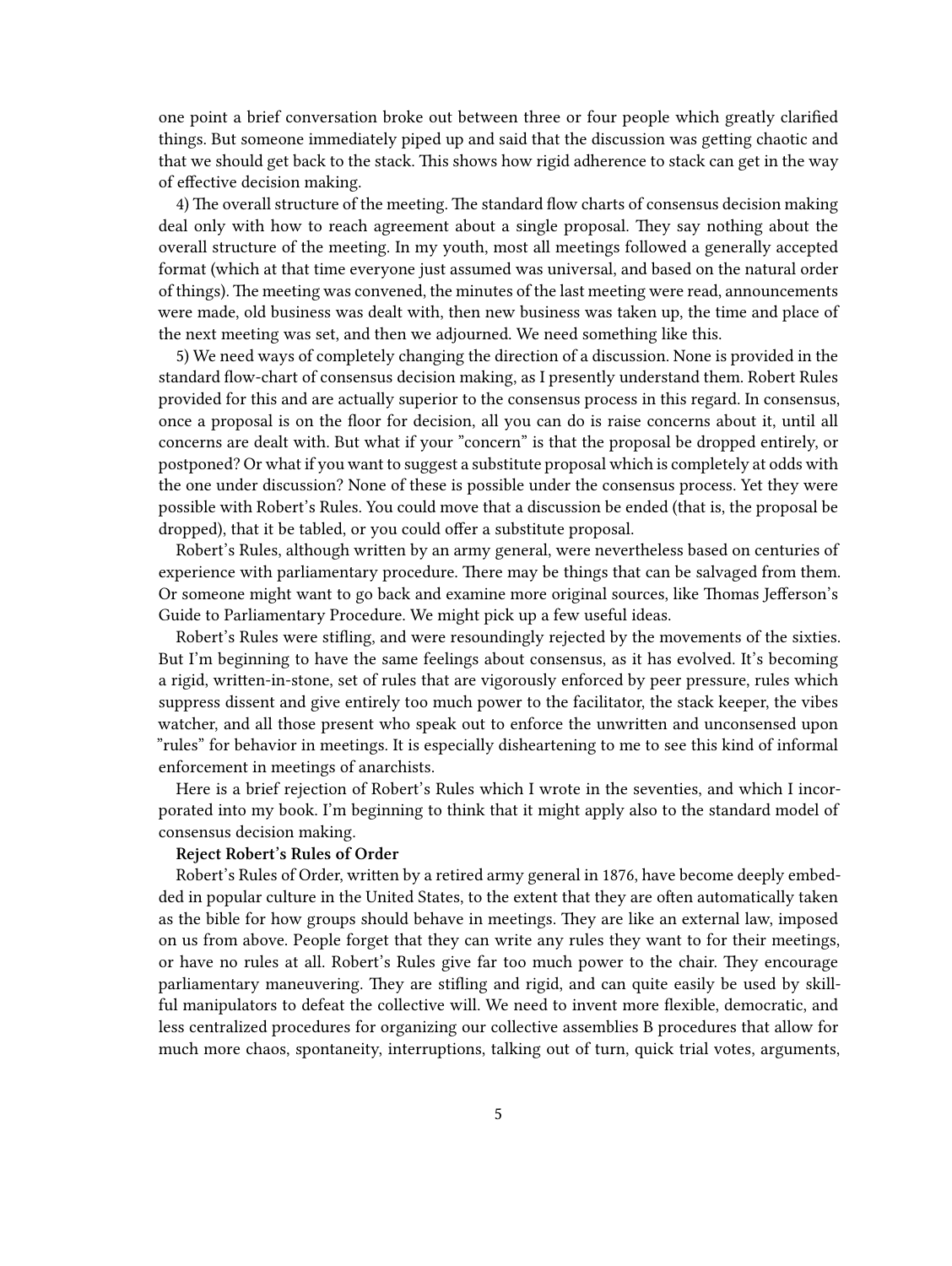one point a brief conversation broke out between three or four people which greatly clarified things. But someone immediately piped up and said that the discussion was getting chaotic and that we should get back to the stack. This shows how rigid adherence to stack can get in the way of effective decision making.

4) The overall structure of the meeting. The standard flow charts of consensus decision making deal only with how to reach agreement about a single proposal. They say nothing about the overall structure of the meeting. In my youth, most all meetings followed a generally accepted format (which at that time everyone just assumed was universal, and based on the natural order of things). The meeting was convened, the minutes of the last meeting were read, announcements were made, old business was dealt with, then new business was taken up, the time and place of the next meeting was set, and then we adjourned. We need something like this.

5) We need ways of completely changing the direction of a discussion. None is provided in the standard flow-chart of consensus decision making, as I presently understand them. Robert Rules provided for this and are actually superior to the consensus process in this regard. In consensus, once a proposal is on the floor for decision, all you can do is raise concerns about it, until all concerns are dealt with. But what if your "concern" is that the proposal be dropped entirely, or postponed? Or what if you want to suggest a substitute proposal which is completely at odds with the one under discussion? None of these is possible under the consensus process. Yet they were possible with Robert's Rules. You could move that a discussion be ended (that is, the proposal be dropped), that it be tabled, or you could offer a substitute proposal.

Robert's Rules, although written by an army general, were nevertheless based on centuries of experience with parliamentary procedure. There may be things that can be salvaged from them. Or someone might want to go back and examine more original sources, like Thomas Jefferson's Guide to Parliamentary Procedure. We might pick up a few useful ideas.

Robert's Rules were stifling, and were resoundingly rejected by the movements of the sixties. But I'm beginning to have the same feelings about consensus, as it has evolved. It's becoming a rigid, written-in-stone, set of rules that are vigorously enforced by peer pressure, rules which suppress dissent and give entirely too much power to the facilitator, the stack keeper, the vibes watcher, and all those present who speak out to enforce the unwritten and unconsensed upon "rules" for behavior in meetings. It is especially disheartening to me to see this kind of informal enforcement in meetings of anarchists.

Here is a brief rejection of Robert's Rules which I wrote in the seventies, and which I incorporated into my book. I'm beginning to think that it might apply also to the standard model of consensus decision making.

**Reject Robert's Rules of Order**

Robert's Rules of Order, written by a retired army general in 1876, have become deeply embedded in popular culture in the United States, to the extent that they are often automatically taken as the bible for how groups should behave in meetings. They are like an external law, imposed on us from above. People forget that they can write any rules they want to for their meetings, or have no rules at all. Robert's Rules give far too much power to the chair. They encourage parliamentary maneuvering. They are stifling and rigid, and can quite easily be used by skillful manipulators to defeat the collective will. We need to invent more flexible, democratic, and less centralized procedures for organizing our collective assemblies B procedures that allow for much more chaos, spontaneity, interruptions, talking out of turn, quick trial votes, arguments,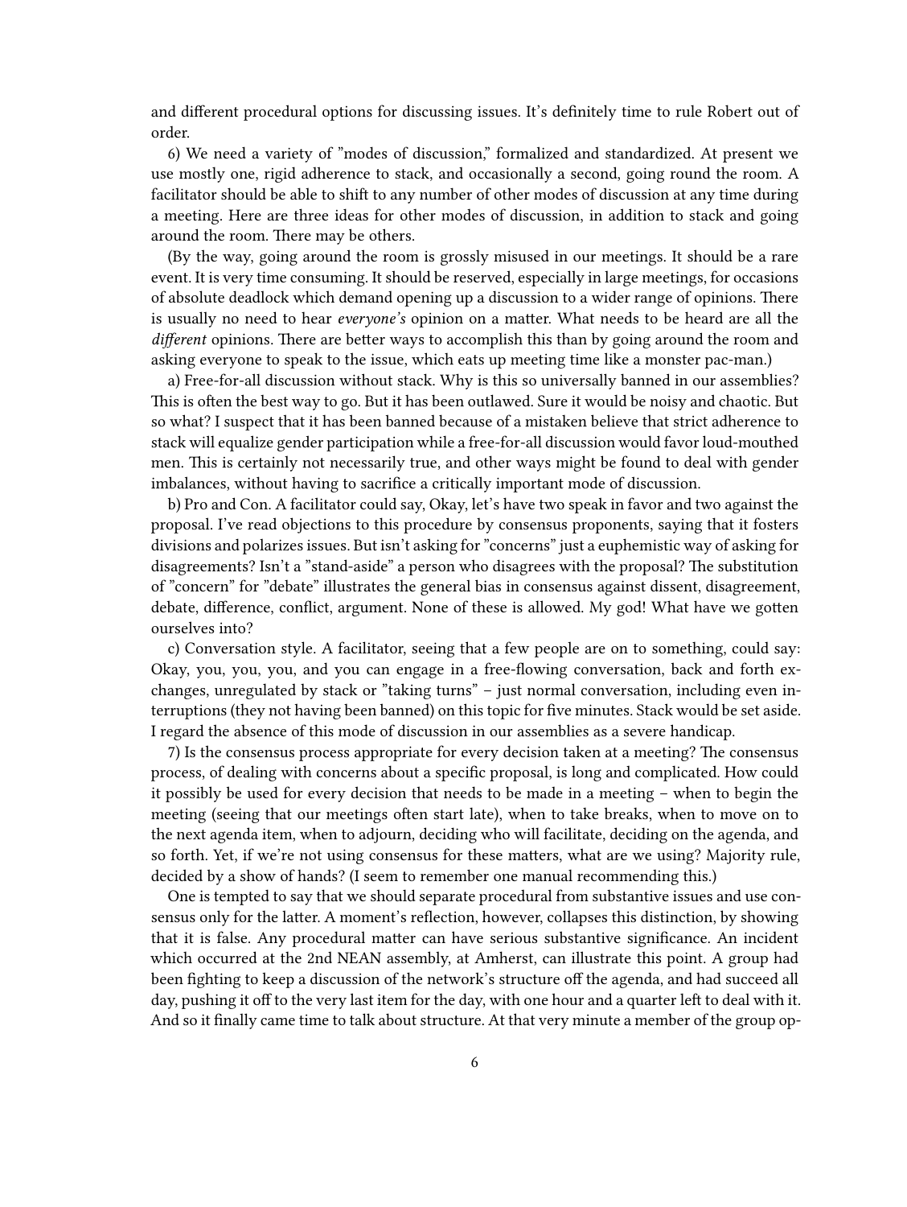and different procedural options for discussing issues. It's definitely time to rule Robert out of order.

6) We need a variety of "modes of discussion," formalized and standardized. At present we use mostly one, rigid adherence to stack, and occasionally a second, going round the room. A facilitator should be able to shift to any number of other modes of discussion at any time during a meeting. Here are three ideas for other modes of discussion, in addition to stack and going around the room. There may be others.

(By the way, going around the room is grossly misused in our meetings. It should be a rare event. It is very time consuming. It should be reserved, especially in large meetings, for occasions of absolute deadlock which demand opening up a discussion to a wider range of opinions. There is usually no need to hear *everyone's* opinion on a matter. What needs to be heard are all the *different* opinions. There are better ways to accomplish this than by going around the room and asking everyone to speak to the issue, which eats up meeting time like a monster pac-man.)

a) Free-for-all discussion without stack. Why is this so universally banned in our assemblies? This is often the best way to go. But it has been outlawed. Sure it would be noisy and chaotic. But so what? I suspect that it has been banned because of a mistaken believe that strict adherence to stack will equalize gender participation while a free-for-all discussion would favor loud-mouthed men. This is certainly not necessarily true, and other ways might be found to deal with gender imbalances, without having to sacrifice a critically important mode of discussion.

b) Pro and Con. A facilitator could say, Okay, let's have two speak in favor and two against the proposal. I've read objections to this procedure by consensus proponents, saying that it fosters divisions and polarizes issues. But isn't asking for "concerns" just a euphemistic way of asking for disagreements? Isn't a "stand-aside" a person who disagrees with the proposal? The substitution of "concern" for "debate" illustrates the general bias in consensus against dissent, disagreement, debate, difference, conflict, argument. None of these is allowed. My god! What have we gotten ourselves into?

c) Conversation style. A facilitator, seeing that a few people are on to something, could say: Okay, you, you, you, and you can engage in a free-flowing conversation, back and forth exchanges, unregulated by stack or "taking turns" – just normal conversation, including even interruptions (they not having been banned) on this topic for five minutes. Stack would be set aside. I regard the absence of this mode of discussion in our assemblies as a severe handicap.

7) Is the consensus process appropriate for every decision taken at a meeting? The consensus process, of dealing with concerns about a specific proposal, is long and complicated. How could it possibly be used for every decision that needs to be made in a meeting – when to begin the meeting (seeing that our meetings often start late), when to take breaks, when to move on to the next agenda item, when to adjourn, deciding who will facilitate, deciding on the agenda, and so forth. Yet, if we're not using consensus for these matters, what are we using? Majority rule, decided by a show of hands? (I seem to remember one manual recommending this.)

One is tempted to say that we should separate procedural from substantive issues and use consensus only for the latter. A moment's reflection, however, collapses this distinction, by showing that it is false. Any procedural matter can have serious substantive significance. An incident which occurred at the 2nd NEAN assembly, at Amherst, can illustrate this point. A group had been fighting to keep a discussion of the network's structure off the agenda, and had succeed all day, pushing it off to the very last item for the day, with one hour and a quarter left to deal with it. And so it finally came time to talk about structure. At that very minute a member of the group op-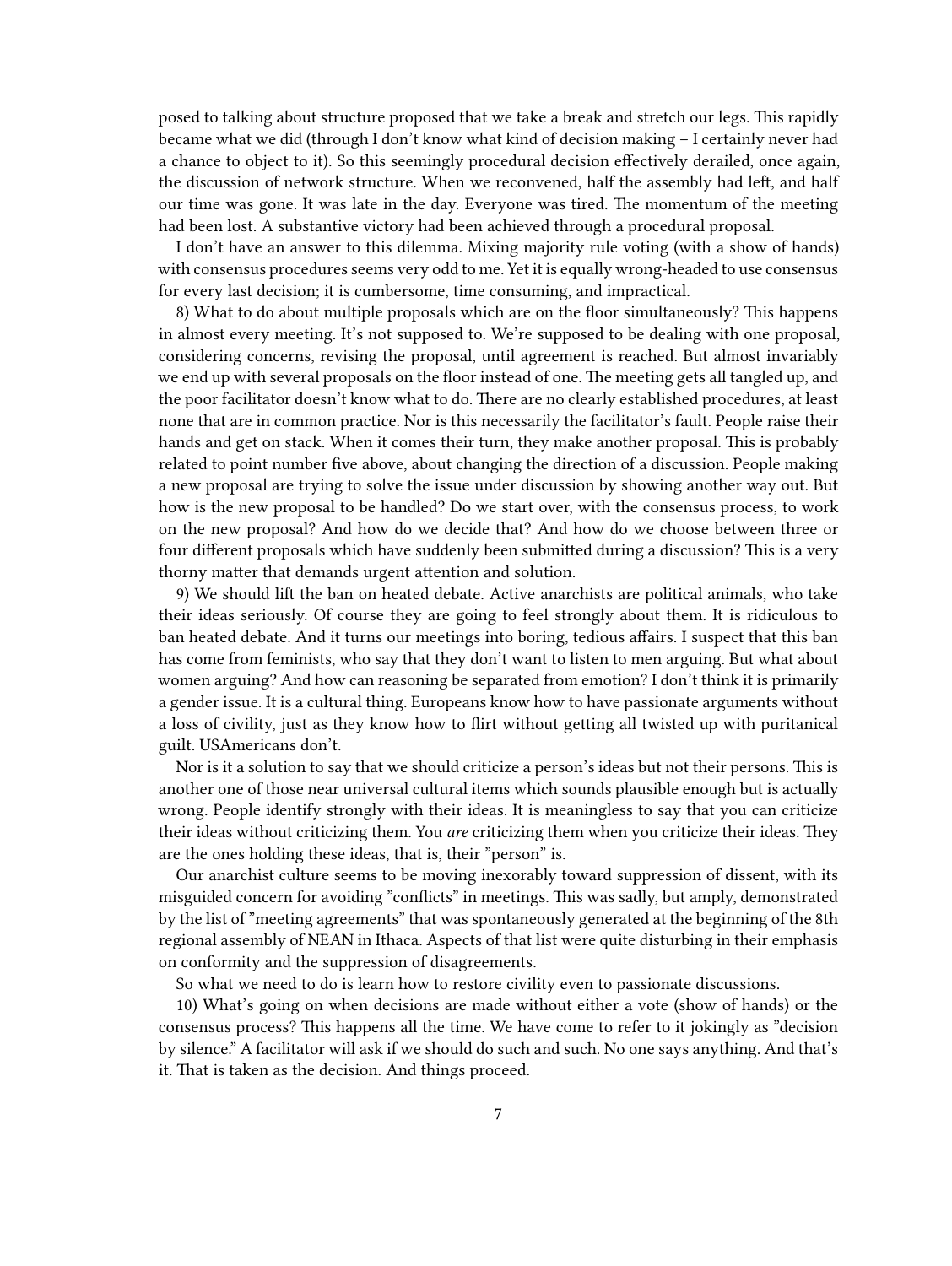posed to talking about structure proposed that we take a break and stretch our legs. This rapidly became what we did (through I don't know what kind of decision making – I certainly never had a chance to object to it). So this seemingly procedural decision effectively derailed, once again, the discussion of network structure. When we reconvened, half the assembly had left, and half our time was gone. It was late in the day. Everyone was tired. The momentum of the meeting had been lost. A substantive victory had been achieved through a procedural proposal.

I don't have an answer to this dilemma. Mixing majority rule voting (with a show of hands) with consensus procedures seems very odd to me. Yet it is equally wrong-headed to use consensus for every last decision; it is cumbersome, time consuming, and impractical.

8) What to do about multiple proposals which are on the floor simultaneously? This happens in almost every meeting. It's not supposed to. We're supposed to be dealing with one proposal, considering concerns, revising the proposal, until agreement is reached. But almost invariably we end up with several proposals on the floor instead of one. The meeting gets all tangled up, and the poor facilitator doesn't know what to do. There are no clearly established procedures, at least none that are in common practice. Nor is this necessarily the facilitator's fault. People raise their hands and get on stack. When it comes their turn, they make another proposal. This is probably related to point number five above, about changing the direction of a discussion. People making a new proposal are trying to solve the issue under discussion by showing another way out. But how is the new proposal to be handled? Do we start over, with the consensus process, to work on the new proposal? And how do we decide that? And how do we choose between three or four different proposals which have suddenly been submitted during a discussion? This is a very thorny matter that demands urgent attention and solution.

9) We should lift the ban on heated debate. Active anarchists are political animals, who take their ideas seriously. Of course they are going to feel strongly about them. It is ridiculous to ban heated debate. And it turns our meetings into boring, tedious affairs. I suspect that this ban has come from feminists, who say that they don't want to listen to men arguing. But what about women arguing? And how can reasoning be separated from emotion? I don't think it is primarily a gender issue. It is a cultural thing. Europeans know how to have passionate arguments without a loss of civility, just as they know how to flirt without getting all twisted up with puritanical guilt. USAmericans don't.

Nor is it a solution to say that we should criticize a person's ideas but not their persons. This is another one of those near universal cultural items which sounds plausible enough but is actually wrong. People identify strongly with their ideas. It is meaningless to say that you can criticize their ideas without criticizing them. You *are* criticizing them when you criticize their ideas. They are the ones holding these ideas, that is, their "person" is.

Our anarchist culture seems to be moving inexorably toward suppression of dissent, with its misguided concern for avoiding "conflicts" in meetings. This was sadly, but amply, demonstrated by the list of "meeting agreements" that was spontaneously generated at the beginning of the 8th regional assembly of NEAN in Ithaca. Aspects of that list were quite disturbing in their emphasis on conformity and the suppression of disagreements.

So what we need to do is learn how to restore civility even to passionate discussions.

10) What's going on when decisions are made without either a vote (show of hands) or the consensus process? This happens all the time. We have come to refer to it jokingly as "decision by silence." A facilitator will ask if we should do such and such. No one says anything. And that's it. That is taken as the decision. And things proceed.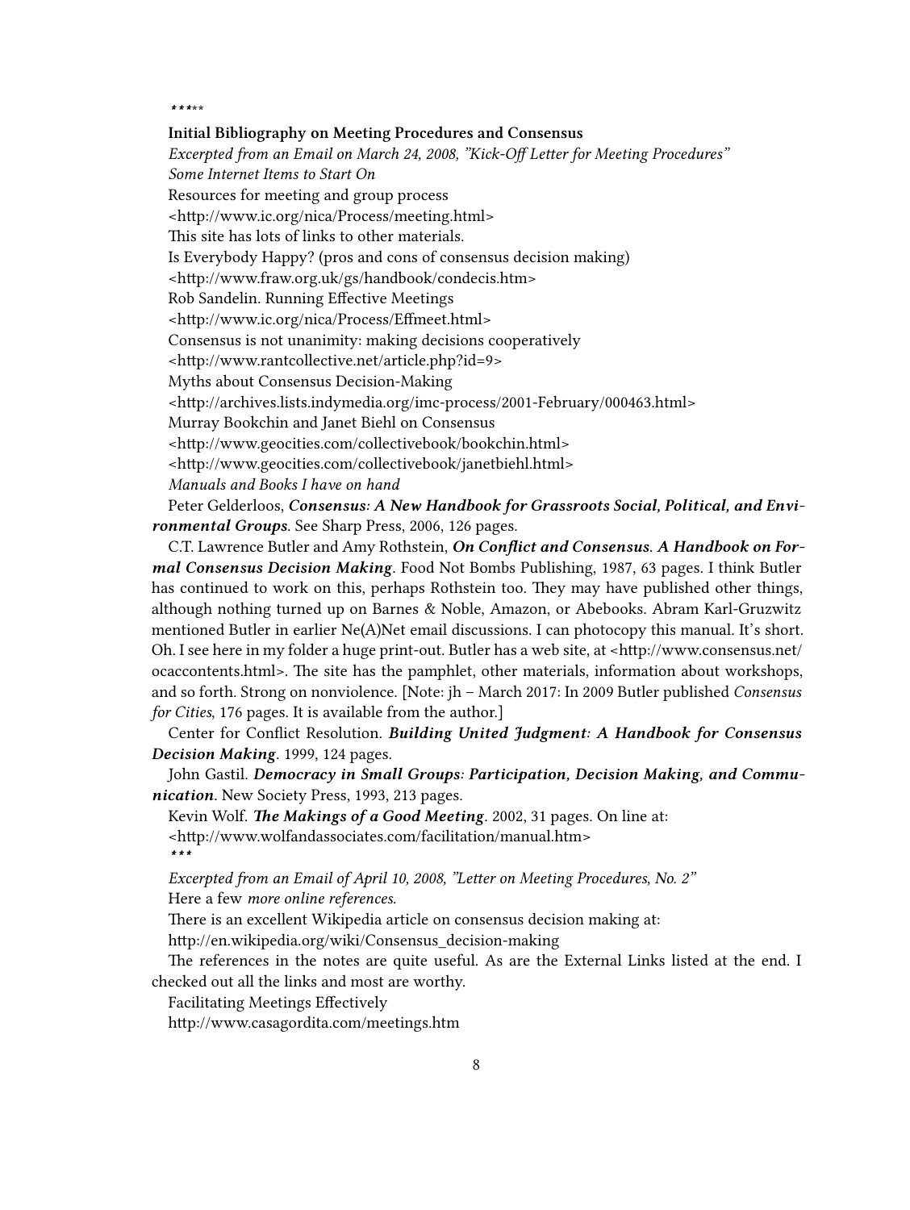*****

**Initial Bibliography on Meeting Procedures and Consensus**

*Excerpted from an Email on March 24, 2008, "Kick-Off Letter for Meeting Procedures"*

*Some Internet Items to Start On*

Resources for meeting and group process

<http://www.ic.org/nica/Process/meeting.html>

This site has lots of links to other materials.

Is Everybody Happy? (pros and cons of consensus decision making)

<http://www.fraw.org.uk/gs/handbook/condecis.htm>

Rob Sandelin. Running Effective Meetings

<http://www.ic.org/nica/Process/Effmeet.html>

Consensus is not unanimity: making decisions cooperatively

<http://www.rantcollective.net/article.php?id=9>

Myths about Consensus Decision-Making

<http://archives.lists.indymedia.org/imc-process/2001-February/000463.html>

Murray Bookchin and Janet Biehl on Consensus

<http://www.geocities.com/collectivebook/bookchin.html>

<http://www.geocities.com/collectivebook/janetbiehl.html>

*Manuals and Books I have on hand*

Peter Gelderloos, ***Consensus: A New Handbook for Grassroots Social, Political, and Environmental Groups***. See Sharp Press, 2006, 126 pages.

C.T. Lawrence Butler and Amy Rothstein, ***On Conflict and Consensus. A Handbook on Formal Consensus Decision Making***. Food Not Bombs Publishing, 1987, 63 pages. I think Butler has continued to work on this, perhaps Rothstein too. They may have published other things, although nothing turned up on Barnes & Noble, Amazon, or Abebooks. Abram Karl-Gruzwitz mentioned Butler in earlier Ne(A)Net email discussions. I can photocopy this manual. It's short. Oh. I see here in my folder a huge print-out. Butler has a web site, at <http://www.consensus.net/ocaccontents.html>. The site has the pamphlet, other materials, information about workshops, and so forth. Strong on nonviolence. [Note: jh – March 2017: In 2009 Butler published *Consensus for Cities*, 176 pages. It is available from the author.]

Center for Conflict Resolution. ***Building United Judgment: A Handbook for Consensus Decision Making***. 1999, 124 pages.

John Gastil. ***Democracy in Small Groups: Participation, Decision Making, and Communication***. New Society Press, 1993, 213 pages.

Kevin Wolf. ***The Makings of a Good Meeting***. 2002, 31 pages. On line at:

<http://www.wolfandassociates.com/facilitation/manual.htm>

***

*Excerpted from an Email of April 10, 2008, "Letter on Meeting Procedures, No. 2"*

Here a few *more online references*.

There is an excellent Wikipedia article on consensus decision making at:

http://en.wikipedia.org/wiki/Consensus_decision-making

The references in the notes are quite useful. As are the External Links listed at the end. I checked out all the links and most are worthy.

Facilitating Meetings Effectively

http://www.casagordita.com/meetings.htm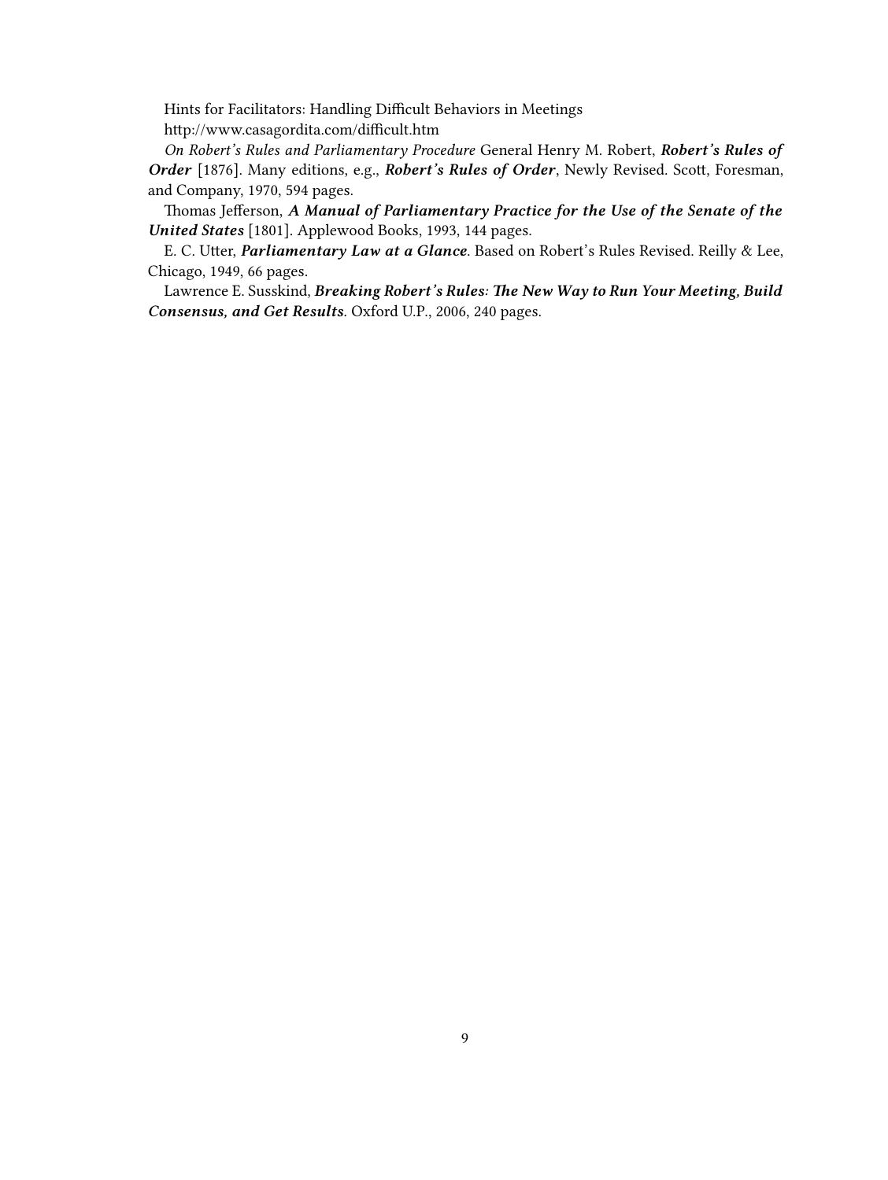Hints for Facilitators: Handling Difficult Behaviors in Meetings

http://www.casagordita.com/difficult.htm

*On Robert's Rules and Parliamentary Procedure* General Henry M. Robert, ***Robert's Rules of Order*** [1876]. Many editions, e.g., ***Robert's Rules of Order***, Newly Revised. Scott, Foresman, and Company, 1970, 594 pages.

Thomas Jefferson, ***A Manual of Parliamentary Practice for the Use of the Senate of the United States*** [1801]. Applewood Books, 1993, 144 pages.

E. C. Utter, ***Parliamentary Law at a Glance***. Based on Robert's Rules Revised. Reilly & Lee, Chicago, 1949, 66 pages.

Lawrence E. Susskind, ***Breaking Robert's Rules: The New Way to Run Your Meeting, Build Consensus, and Get Results***. Oxford U.P., 2006, 240 pages.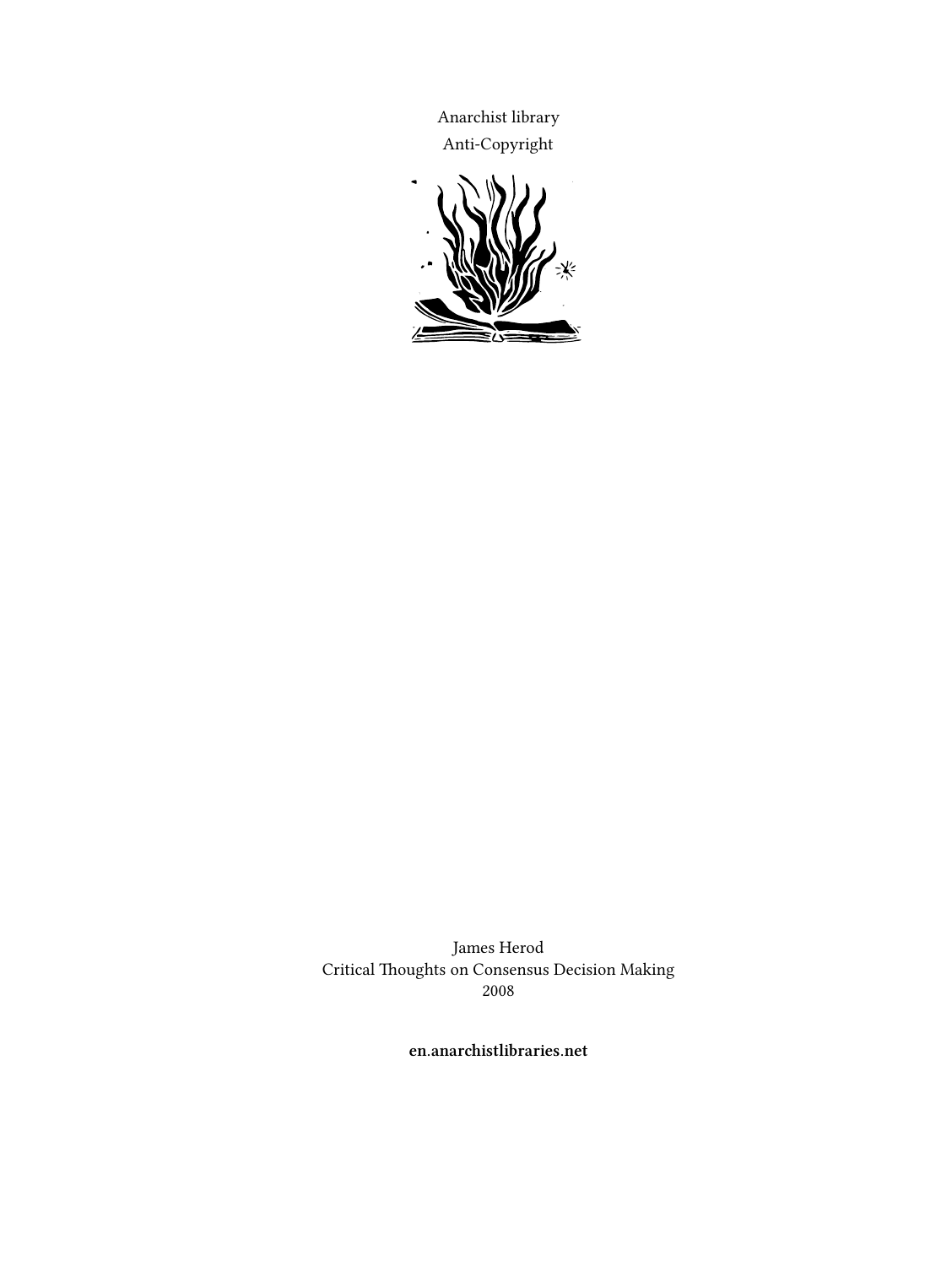Anarchist library

Anti-Copyright

James Herod

Critical Thoughts on Consensus Decision Making

2008

**en.anarchistlibraries.net**